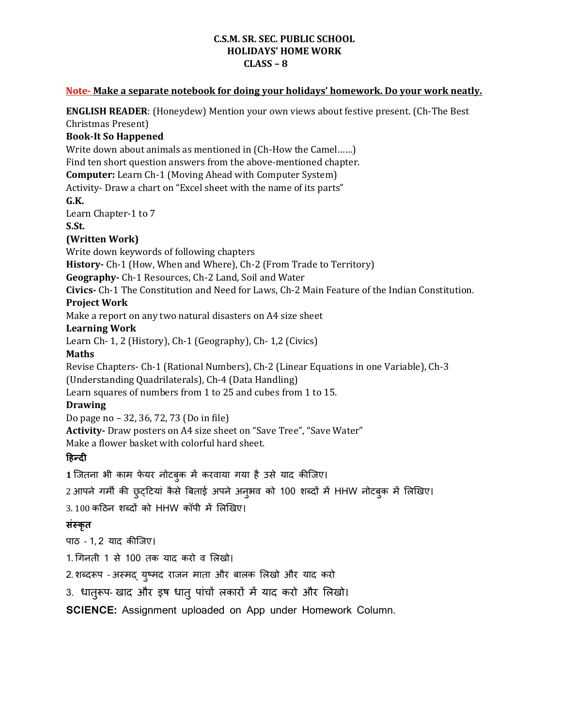# C.S.M. SR. SEC. PUBLIC SCHOOL
## HOLIDAYS' HOME WORK
## CLASS – 8

**Note- Make a separate notebook for doing your holidays' homework. Do your work neatly.**

**ENGLISH READER**: (Honeydew) Mention your own views about festive present. (Ch-The Best Christmas Present)

**Book-It So Happened**

Write down about animals as mentioned in (Ch-How the Camel……)

Find ten short question answers from the above-mentioned chapter.

**Computer:** Learn Ch-1 (Moving Ahead with Computer System)

Activity- Draw a chart on "Excel sheet with the name of its parts"

**G.K.**

Learn Chapter-1 to 7

**S.St.**

**(Written Work)**

Write down keywords of following chapters

**History-** Ch-1 (How, When and Where), Ch-2 (From Trade to Territory)

**Geography-** Ch-1 Resources, Ch-2 Land, Soil and Water

**Civics-** Ch-1 The Constitution and Need for Laws, Ch-2 Main Feature of the Indian Constitution.

**Project Work**

Make a report on any two natural disasters on A4 size sheet

**Learning Work**

Learn Ch- 1, 2 (History), Ch-1 (Geography), Ch- 1,2 (Civics)

**Maths**

Revise Chapters- Ch-1 (Rational Numbers), Ch-2 (Linear Equations in one Variable), Ch-3 (Understanding Quadrilaterals), Ch-4 (Data Handling)

Learn squares of numbers from 1 to 25 and cubes from 1 to 15.

**Drawing**

Do page no – 32, 36, 72, 73 (Do in file)

**Activity-** Draw posters on A4 size sheet on "Save Tree", "Save Water"

Make a flower basket with colorful hard sheet.

**हिन्दी**

**1** जितना भी काम फेयर नोटबुक में करवाया गया है उसे याद कीजिए।

2 आपने गर्मी की छुट्टियां कैसे बिताई अपने अनुभव को 100 शब्दों में HHW नोटबुक में लिखिए।

3. 100 कठिन शब्दों को HHW कॉपी में लिखिए।

**संस्कृत**

पाठ - 1, 2 याद कीजिए।

1. गिनती 1 से 100 तक याद करो व लिखो।

2. शब्दरूप - अस्मद् युष्मद राजन माता और बालक लिखो और याद करो

3. धातुरूप- खाद और इष धातु पांचों लकारों में याद करो और लिखो।

**SCIENCE:** Assignment uploaded on App under Homework Column.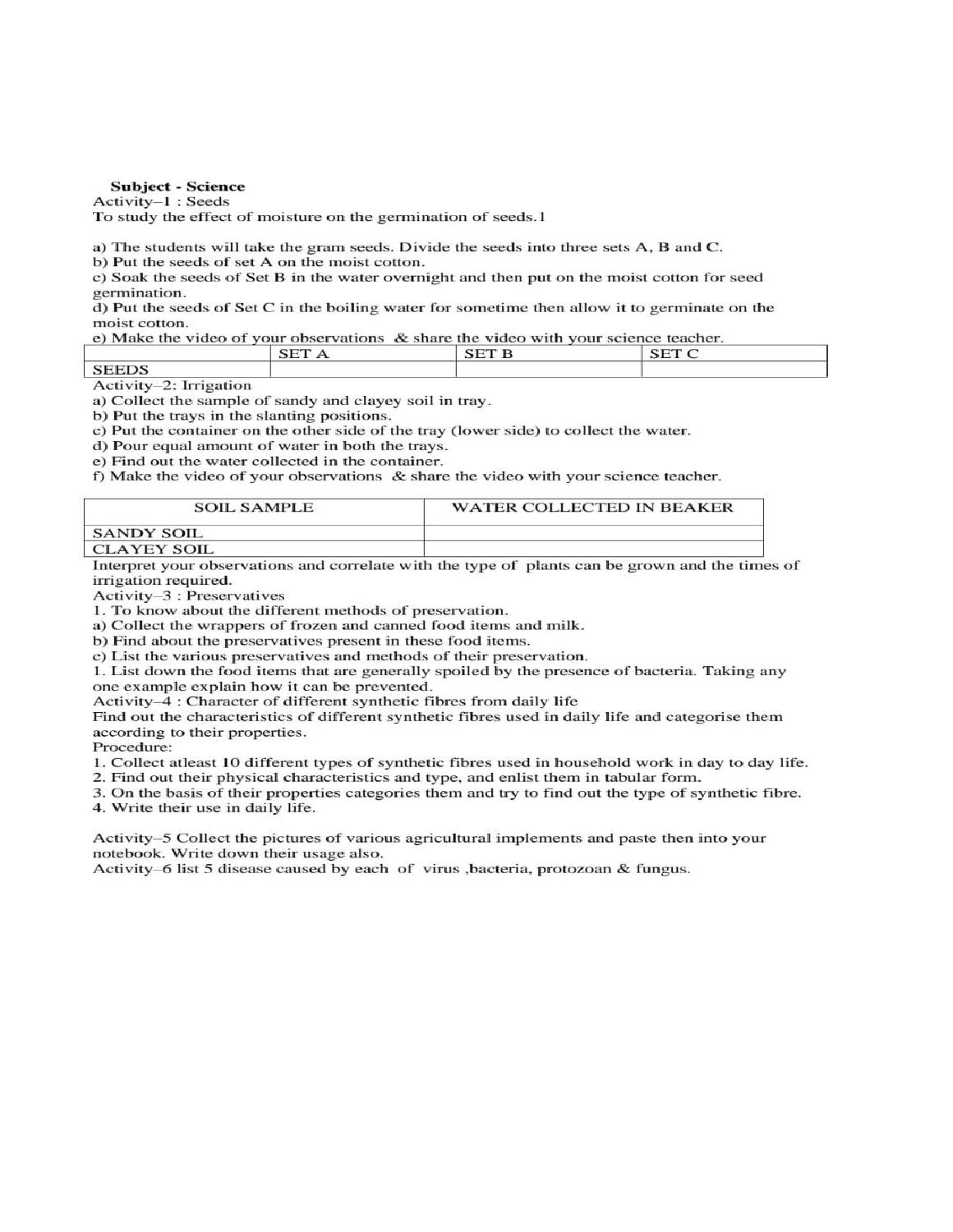**Subject - Science**

Activity–1 : Seeds

To study the effect of moisture on the germination of seeds.1

a) The students will take the gram seeds. Divide the seeds into three sets A, B and C.

b) Put the seeds of set A on the moist cotton.

c) Soak the seeds of Set B in the water overnight and then put on the moist cotton for seed germination.

d) Put the seeds of Set C in the boiling water for sometime then allow it to germinate on the moist cotton.

e) Make the video of your observations & share the video with your science teacher.

| | SET A | SET B | SET C |
|---|---|---|---|
| SEEDS | | | |

Activity–2: Irrigation

a) Collect the sample of sandy and clayey soil in tray.

b) Put the trays in the slanting positions.

c) Put the container on the other side of the tray (lower side) to collect the water.

d) Pour equal amount of water in both the trays.

e) Find out the water collected in the container.

f) Make the video of your observations & share the video with your science teacher.

| SOIL SAMPLE | WATER COLLECTED IN BEAKER |
|---|---|
| SANDY SOIL | |
| CLAYEY SOIL | |

Interpret your observations and correlate with the type of plants can be grown and the times of irrigation required.

Activity–3 : Preservatives

1. To know about the different methods of preservation.

a) Collect the wrappers of frozen and canned food items and milk.

b) Find about the preservatives present in these food items.

c) List the various preservatives and methods of their preservation.

1. List down the food items that are generally spoiled by the presence of bacteria. Taking any one example explain how it can be prevented.

Activity–4 : Character of different synthetic fibres from daily life

Find out the characteristics of different synthetic fibres used in daily life and categorise them according to their properties.

Procedure:

1. Collect atleast 10 different types of synthetic fibres used in household work in day to day life.
2. Find out their physical characteristics and type, and enlist them in tabular form.
3. On the basis of their properties categories them and try to find out the type of synthetic fibre.
4. Write their use in daily life.

Activity–5 Collect the pictures of various agricultural implements and paste then into your notebook. Write down their usage also.

Activity–6 list 5 disease caused by each of virus ,bacteria, protozoan & fungus.